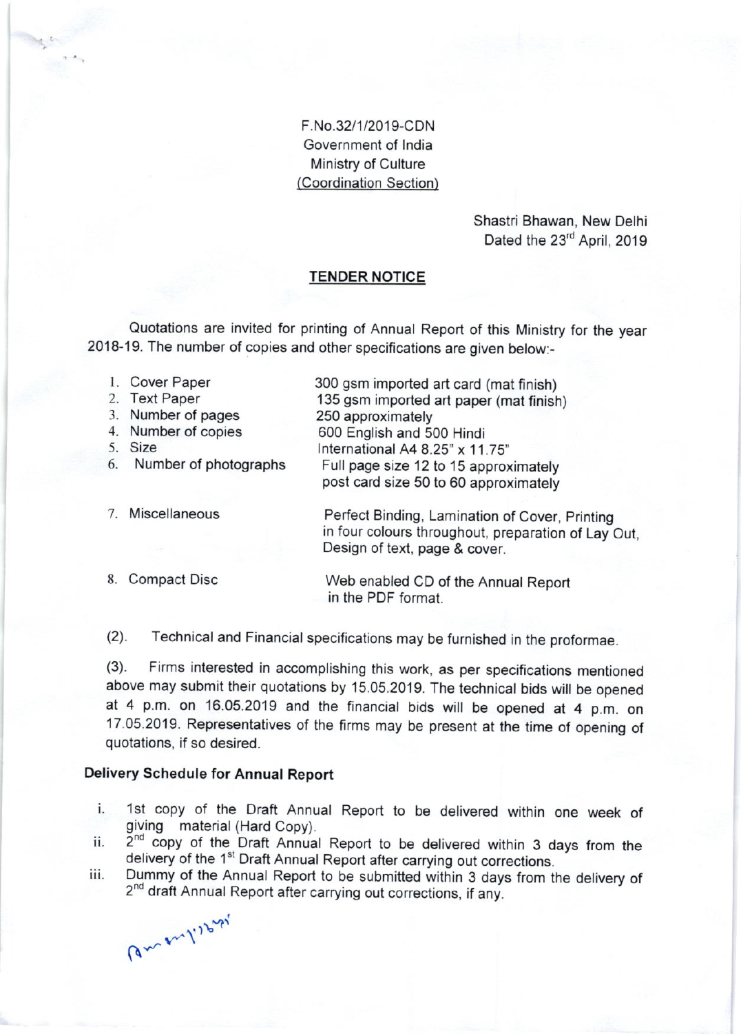F.No.32/1/2019-CDN
Government of India
Ministry of Culture
(Coordination Section)

Shastri Bhawan, New Delhi
Dated the 23rd April, 2019

## TENDER NOTICE

Quotations are invited for printing of Annual Report of this Ministry for the year 2018-19. The number of copies and other specifications are given below:-

| | | |
|---|---|---|
| 1. | Cover Paper | 300 gsm imported art card (mat finish) |
| 2. | Text Paper | 135 gsm imported art paper (mat finish) |
| 3. | Number of pages | 250 approximately |
| 4. | Number of copies | 600 English and 500 Hindi |
| 5. | Size | International A4 8.25" x 11.75" |
| 6. | Number of photographs | Full page size 12 to 15 approximately<br>post card size 50 to 60 approximately |
| 7. | Miscellaneous | Perfect Binding, Lamination of Cover, Printing in four colours throughout, preparation of Lay Out, Design of text, page & cover. |
| 8. | Compact Disc | Web enabled CD of the Annual Report in the PDF format. |

(2). Technical and Financial specifications may be furnished in the proformae.

(3). Firms interested in accomplishing this work, as per specifications mentioned above may submit their quotations by 15.05.2019. The technical bids will be opened at 4 p.m. on 16.05.2019 and the financial bids will be opened at 4 p.m. on 17.05.2019. Representatives of the firms may be present at the time of opening of quotations, if so desired.

**Delivery Schedule for Annual Report**

i. 1st copy of the Draft Annual Report to be delivered within one week of giving material (Hard Copy).

ii. 2nd copy of the Draft Annual Report to be delivered within 3 days from the delivery of the 1st Draft Annual Report after carrying out corrections.

iii. Dummy of the Annual Report to be submitted within 3 days from the delivery of 2nd draft Annual Report after carrying out corrections, if any.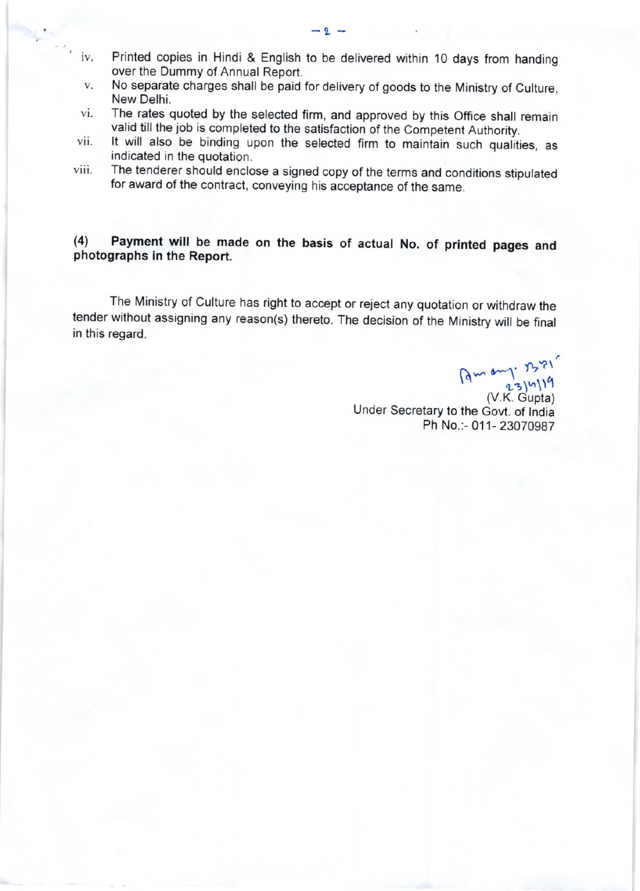iv. Printed copies in Hindi & English to be delivered within 10 days from handing over the Dummy of Annual Report.

v. No separate charges shall be paid for delivery of goods to the Ministry of Culture, New Delhi.

vi. The rates quoted by the selected firm, and approved by this Office shall remain valid till the job is completed to the satisfaction of the Competent Authority.

vii. It will also be binding upon the selected firm to maintain such qualities, as indicated in the quotation.

viii. The tenderer should enclose a signed copy of the terms and conditions stipulated for award of the contract, conveying his acceptance of the same.

**(4) Payment will be made on the basis of actual No. of printed pages and photographs in the Report.**

The Ministry of Culture has right to accept or reject any quotation or withdraw the tender without assigning any reason(s) thereto. The decision of the Ministry will be final in this regard.

23/4/19

(V.K. Gupta)
Under Secretary to the Govt. of India
Ph No.:- 011- 23070987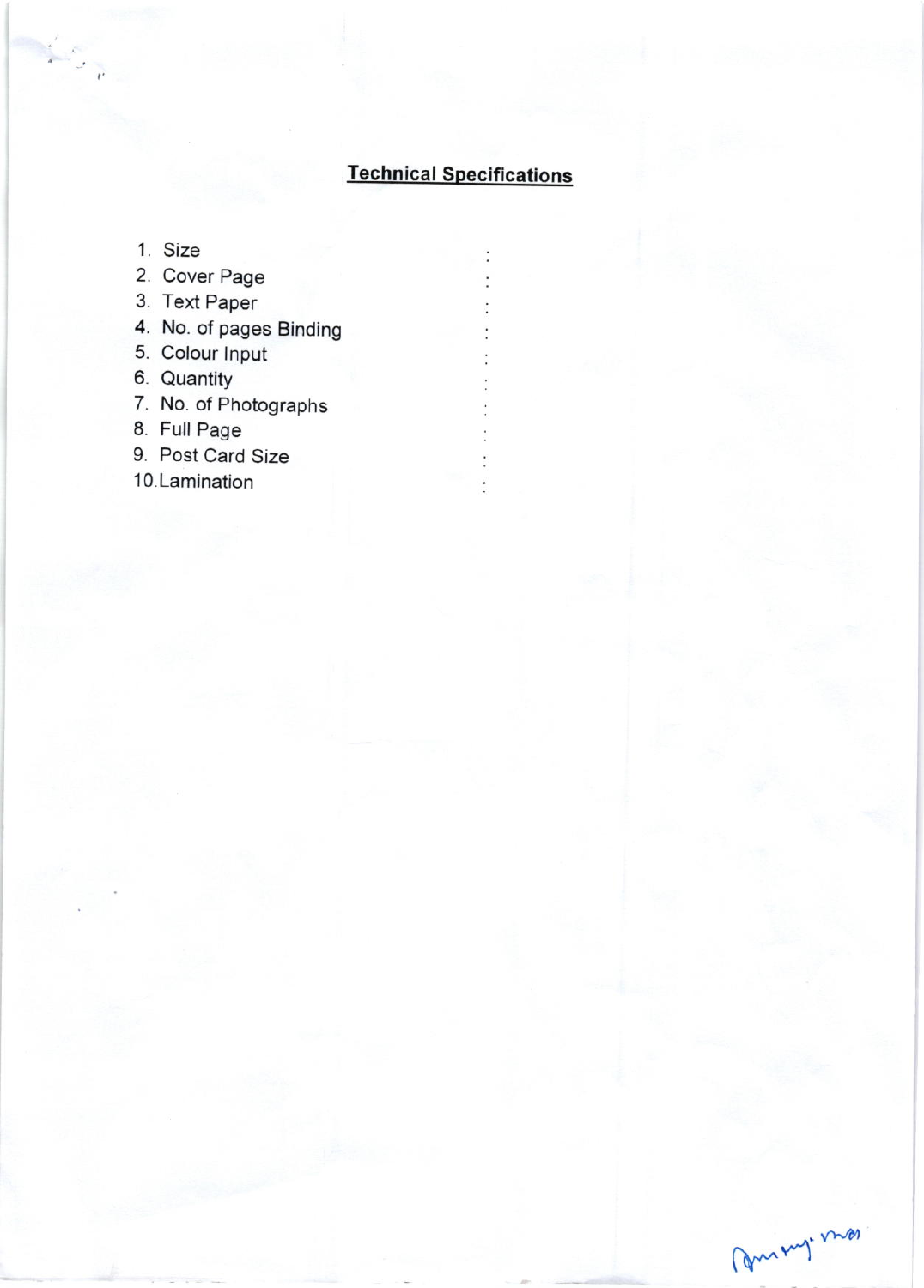## Technical Specifications

1. Size :
2. Cover Page :
3. Text Paper :
4. No. of pages Binding :
5. Colour Input :
6. Quantity :
7. No. of Photographs :
8. Full Page :
9. Post Card Size :
10. Lamination :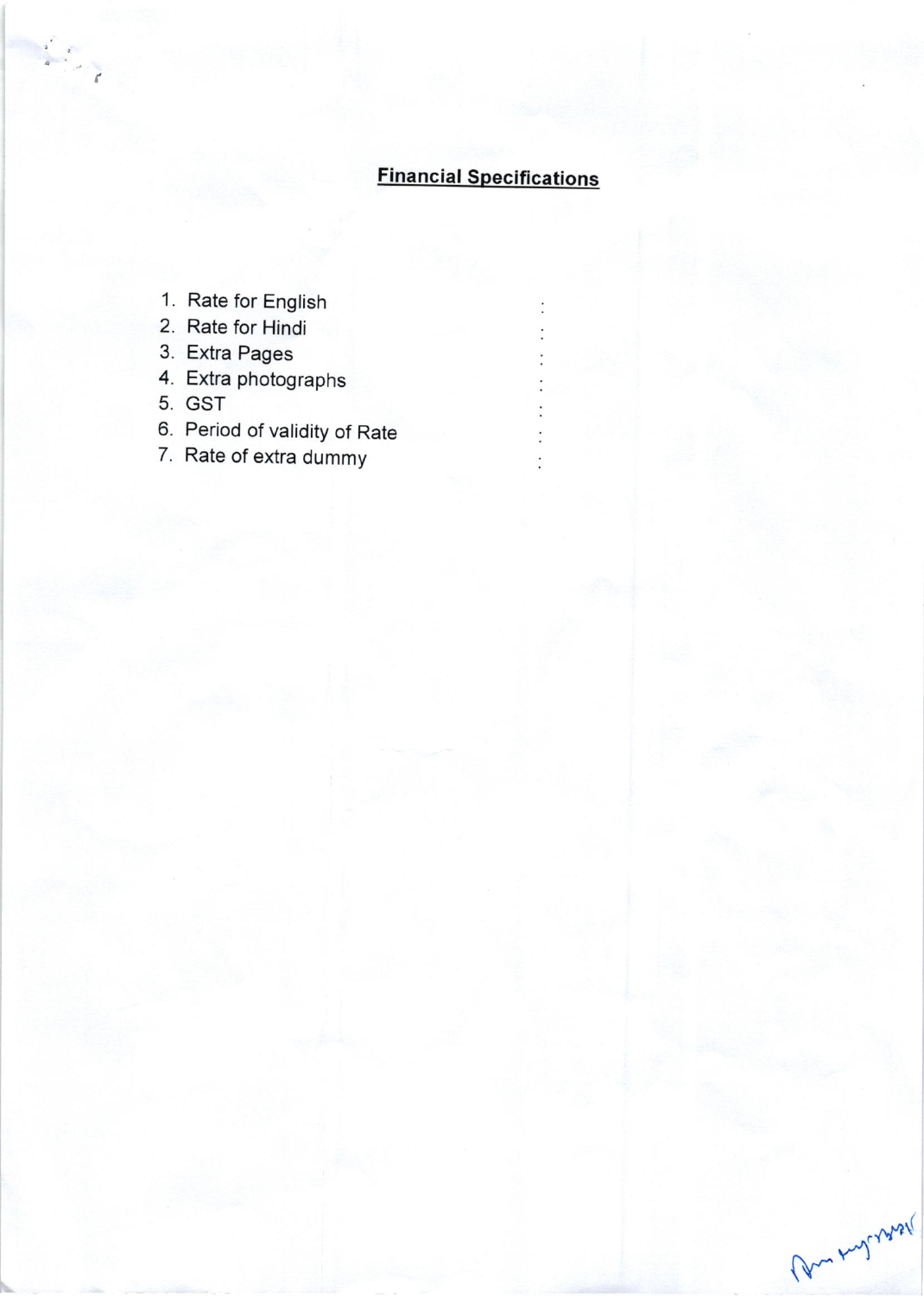## Financial Specifications

1. Rate for English :
2. Rate for Hindi :
3. Extra Pages :
4. Extra photographs :
5. GST :
6. Period of validity of Rate :
7. Rate of extra dummy :